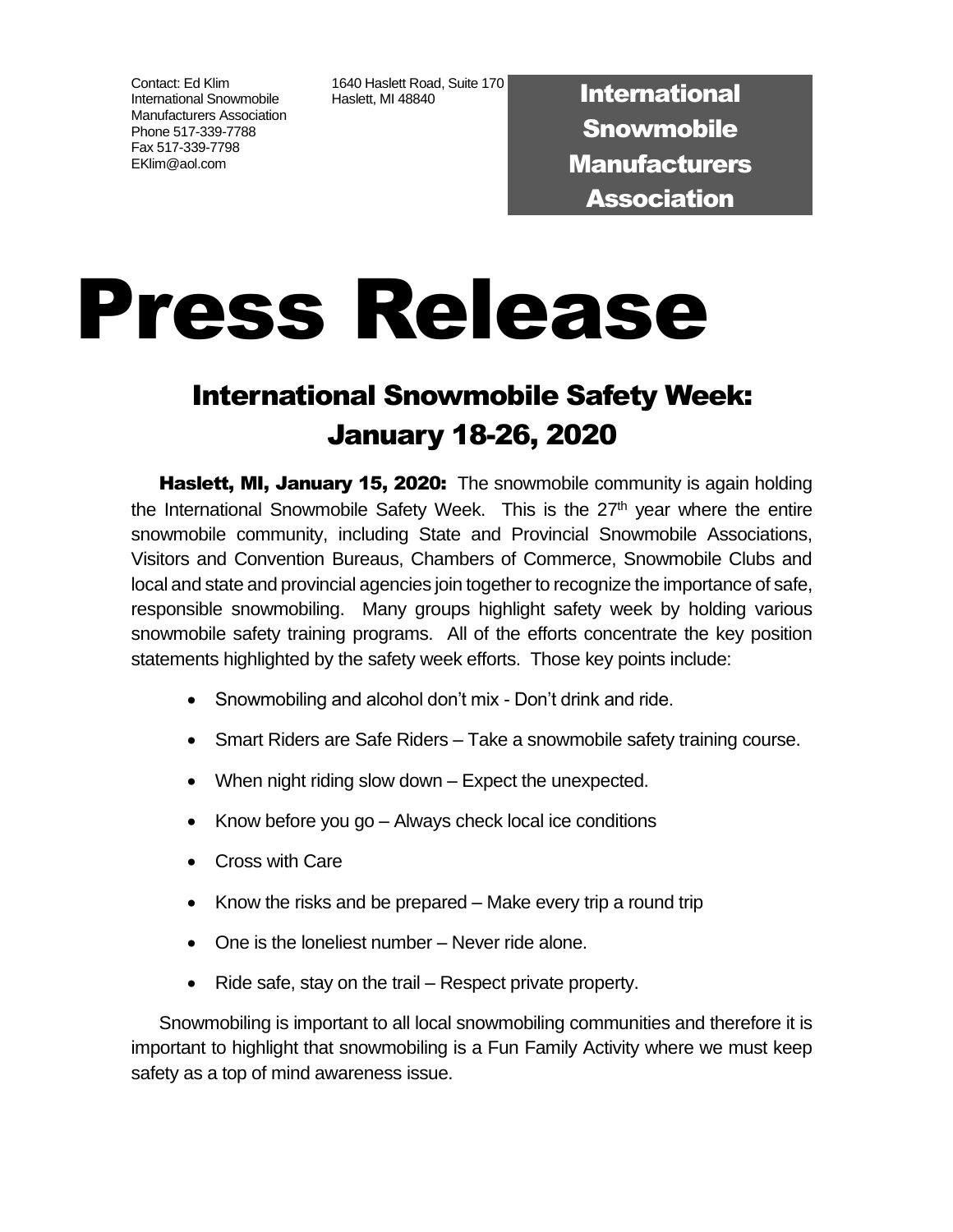Contact: Ed Klim
International Snowmobile Manufacturers Association
Phone 517-339-7788
Fax 517-339-7798
EKlim@aol.com

1640 Haslett Road, Suite 170
Haslett, MI 48840

**International Snowmobile Manufacturers Association**

# Press Release

## International Snowmobile Safety Week: January 18-26, 2020

**Haslett, MI, January 15, 2020:** The snowmobile community is again holding the International Snowmobile Safety Week. This is the 27th year where the entire snowmobile community, including State and Provincial Snowmobile Associations, Visitors and Convention Bureaus, Chambers of Commerce, Snowmobile Clubs and local and state and provincial agencies join together to recognize the importance of safe, responsible snowmobiling. Many groups highlight safety week by holding various snowmobile safety training programs. All of the efforts concentrate the key position statements highlighted by the safety week efforts. Those key points include:

- Snowmobiling and alcohol don't mix - Don't drink and ride.
- Smart Riders are Safe Riders – Take a snowmobile safety training course.
- When night riding slow down – Expect the unexpected.
- Know before you go – Always check local ice conditions
- Cross with Care
- Know the risks and be prepared – Make every trip a round trip
- One is the loneliest number – Never ride alone.
- Ride safe, stay on the trail – Respect private property.

Snowmobiling is important to all local snowmobiling communities and therefore it is important to highlight that snowmobiling is a Fun Family Activity where we must keep safety as a top of mind awareness issue.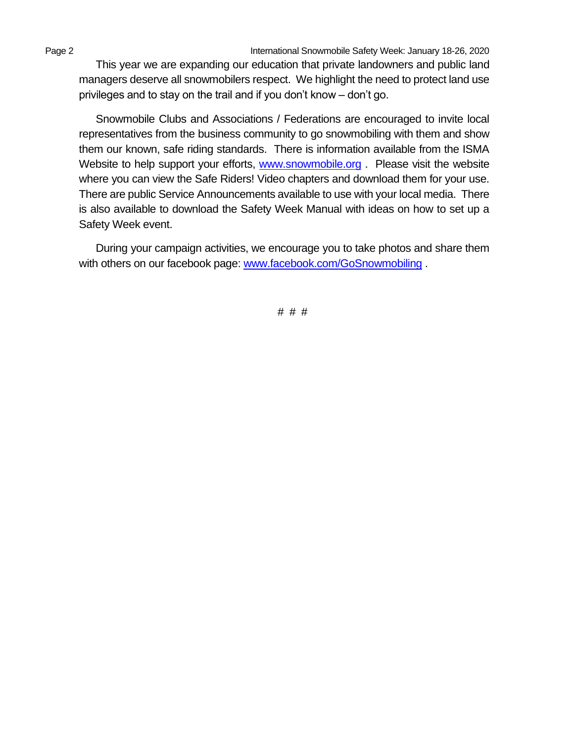This year we are expanding our education that private landowners and public land managers deserve all snowmobilers respect. We highlight the need to protect land use privileges and to stay on the trail and if you don't know – don't go.

Snowmobile Clubs and Associations / Federations are encouraged to invite local representatives from the business community to go snowmobiling with them and show them our known, safe riding standards. There is information available from the ISMA Website to help support your efforts, www.snowmobile.org . Please visit the website where you can view the Safe Riders! Video chapters and download them for your use. There are public Service Announcements available to use with your local media. There is also available to download the Safety Week Manual with ideas on how to set up a Safety Week event.

During your campaign activities, we encourage you to take photos and share them with others on our facebook page: www.facebook.com/GoSnowmobiling .

# # #